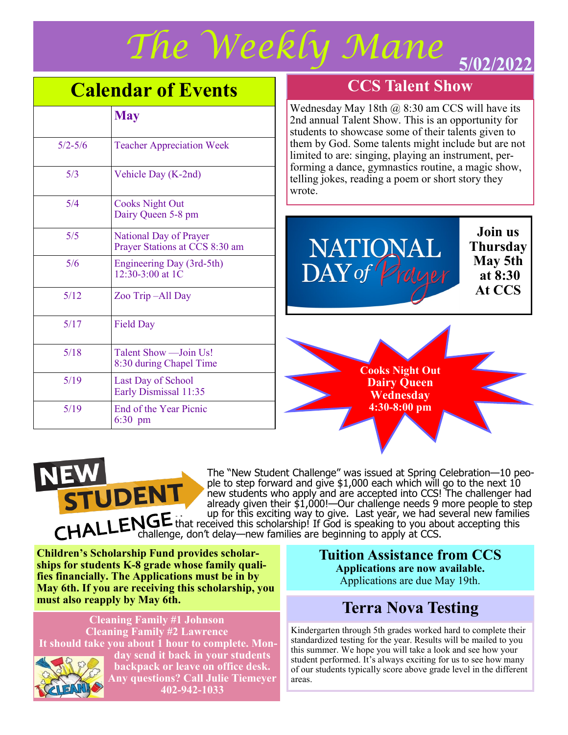# The Weekly Mane

**5/02/2022**

## Calendar of Events

| | May |
|---|---|
| 5/2-5/6 | Teacher Appreciation Week |
| 5/3 | Vehicle Day (K-2nd) |
| 5/4 | Cooks Night Out<br>Dairy Queen 5-8 pm |
| 5/5 | National Day of Prayer<br>Prayer Stations at CCS 8:30 am |
| 5/6 | Engineering Day (3rd-5th)<br>12:30-3:00 at 1C |
| 5/12 | Zoo Trip –All Day |
| 5/17 | Field Day |
| 5/18 | Talent Show —Join Us!<br>8:30 during Chapel Time |
| 5/19 | Last Day of School<br>Early Dismissal 11:35 |
| 5/19 | End of the Year Picnic<br>6:30 pm |

## CCS Talent Show

Wednesday May 18th @ 8:30 am CCS will have its 2nd annual Talent Show. This is an opportunity for students to showcase some of their talents given to them by God. Some talents might include but are not limited to are: singing, playing an instrument, performing a dance, gymnastics routine, a magic show, telling jokes, reading a poem or short story they wrote.

NATIONAL DAY of Prayer

**Join us Thursday May 5th at 8:30 At CCS**

**Cooks Night Out**
**Dairy Queen**
**Wednesday**
**4:30-8:00 pm**

## NEW STUDENT CHALLENGE

The "New Student Challenge" was issued at Spring Celebration—10 people to step forward and give $1,000 each which will go to the next 10 new students who apply and are accepted into CCS! The challenger had already given their $1,000!—Our challenge needs 9 more people to step up for this exciting way to give. Last year, we had several new families that received this scholarship! If God is speaking to you about accepting this challenge, don't delay—new families are beginning to apply at CCS.

**Children's Scholarship Fund provides scholarships for students K-8 grade whose family qualifies financially. The Applications must be in by May 6th. If you are receiving this scholarship, you must also reapply by May 6th.**

### Tuition Assistance from CCS

**Applications are now available.**
Applications are due May 19th.

**Cleaning Family #1 Johnson**
**Cleaning Family #2 Lawrence**
**It should take you about 1 hour to complete. Monday send it back in your students backpack or leave on office desk. Any questions? Call Julie Tiemeyer 402-942-1033**

## Terra Nova Testing

Kindergarten through 5th grades worked hard to complete their standardized testing for the year. Results will be mailed to you this summer. We hope you will take a look and see how your student performed. It's always exciting for us to see how many of our students typically score above grade level in the different areas.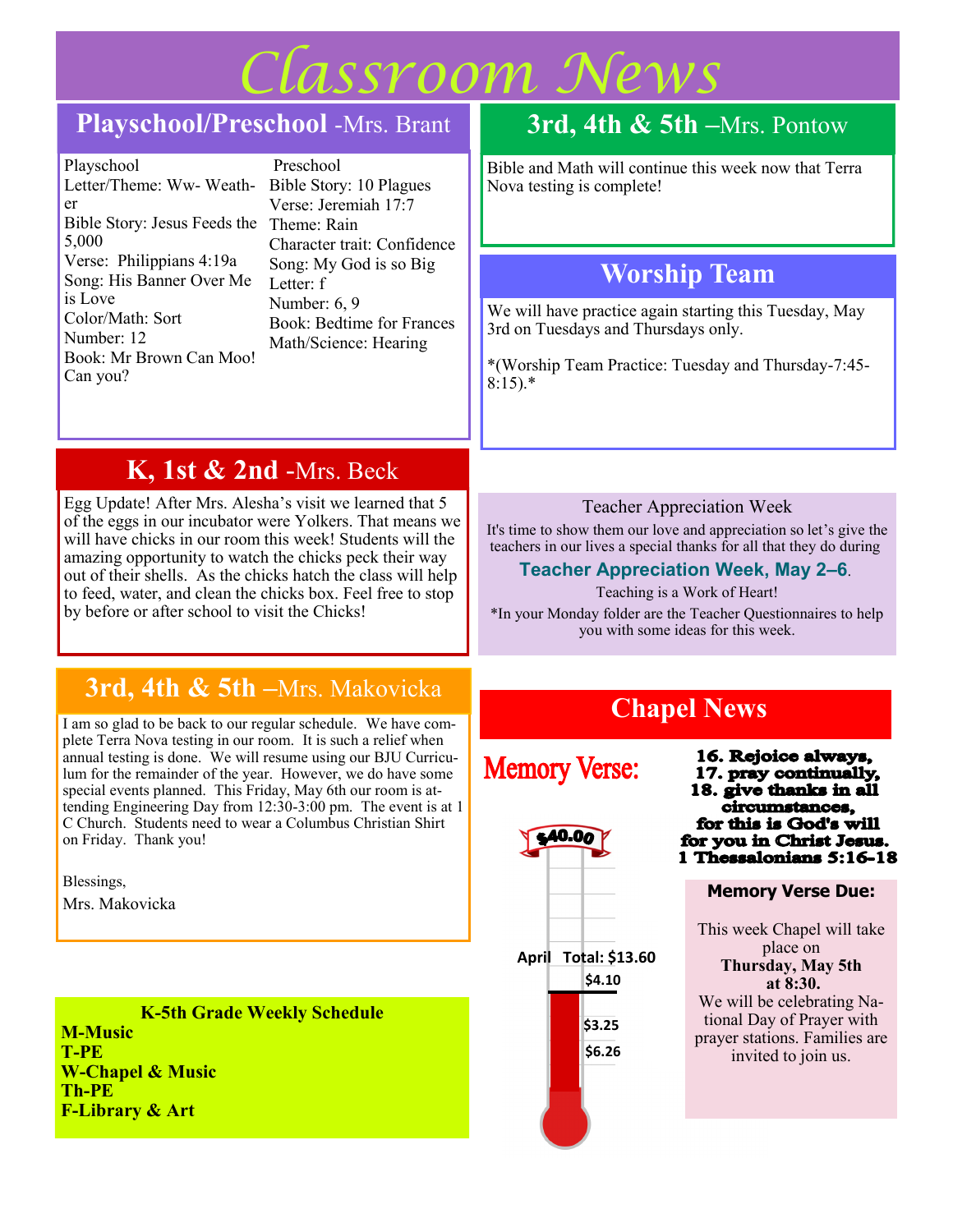# Classroom News

## Playschool/Preschool -Mrs. Brant

Playschool
Letter/Theme: Ww- Weather
Bible Story: Jesus Feeds the 5,000
Verse: Philippians 4:19a
Song: His Banner Over Me is Love
Color/Math: Sort
Number: 12
Book: Mr Brown Can Moo! Can you?

Preschool
Bible Story: 10 Plagues
Verse: Jeremiah 17:7
Theme: Rain
Character trait: Confidence
Song: My God is so Big
Letter: f
Number: 6, 9
Book: Bedtime for Frances
Math/Science: Hearing

## K, 1st & 2nd -Mrs. Beck

Egg Update! After Mrs. Alesha's visit we learned that 5 of the eggs in our incubator were Yolkers. That means we will have chicks in our room this week! Students will the amazing opportunity to watch the chicks peck their way out of their shells. As the chicks hatch the class will help to feed, water, and clean the chicks box. Feel free to stop by before or after school to visit the Chicks!

## 3rd, 4th & 5th –Mrs. Makovicka

I am so glad to be back to our regular schedule. We have complete Terra Nova testing in our room. It is such a relief when annual testing is done. We will resume using our BJU Curriculum for the remainder of the year. However, we do have some special events planned. This Friday, May 6th our room is attending Engineering Day from 12:30-3:00 pm. The event is at 1 C Church. Students need to wear a Columbus Christian Shirt on Friday. Thank you!

Blessings,
Mrs. Makovicka

**K-5th Grade Weekly Schedule**

**M-Music**
**T-PE**
**W-Chapel & Music**
**Th-PE**
**F-Library & Art**

## 3rd, 4th & 5th –Mrs. Pontow

Bible and Math will continue this week now that Terra Nova testing is complete!

## Worship Team

We will have practice again starting this Tuesday, May 3rd on Tuesdays and Thursdays only.

*(Worship Team Practice: Tuesday and Thursday-7:45-8:15).*

Teacher Appreciation Week

It's time to show them our love and appreciation so let's give the teachers in our lives a special thanks for all that they do during

**Teacher Appreciation Week, May 2–6**.

Teaching is a Work of Heart!

*In your Monday folder are the Teacher Questionnaires to help you with some ideas for this week.

## Chapel News

**Memory Verse:**

**16. Rejoice always,**
**17. pray continually,**
**18. give thanks in all circumstances,**
**for this is God's will for you in Christ Jesus.**
**1 Thessalonians 5:16-18**

$40.00
April Total: $13.60
$4.10
$3.25
$6.26

**Memory Verse Due:**

This week Chapel will take place on **Thursday, May 5th at 8:30.** We will be celebrating National Day of Prayer with prayer stations. Families are invited to join us.